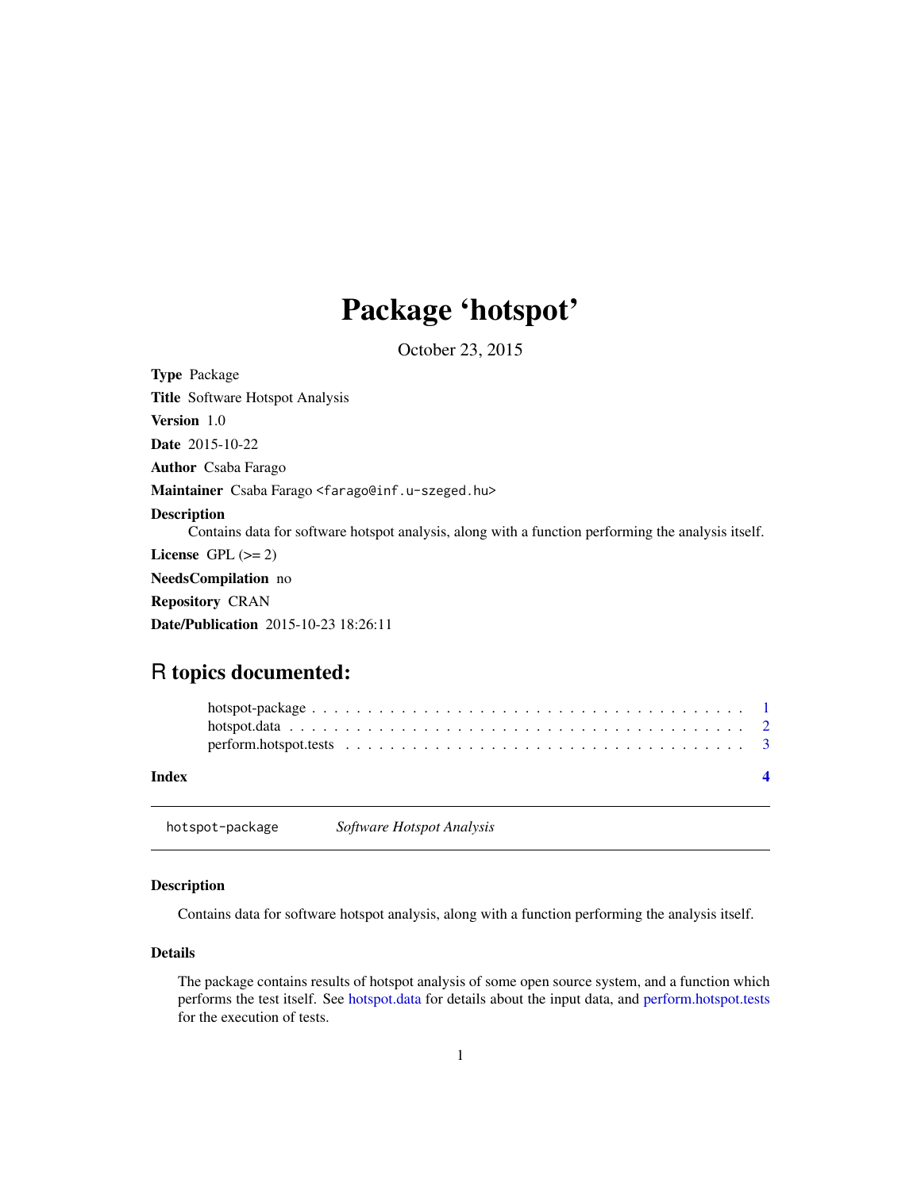# Package 'hotspot'

October 23, 2015

**Type** Package

**Title** Software Hotspot Analysis

**Version** 1.0

**Date** 2015-10-22

**Author** Csaba Farago

**Maintainer** Csaba Farago <farago@inf.u-szeged.hu>

**Description**
Contains data for software hotspot analysis, along with a function performing the analysis itself.

**License** GPL (>= 2)

**NeedsCompilation** no

**Repository** CRAN

**Date/Publication** 2015-10-23 18:26:11

## R topics documented:

- hotspot-package . . . . . . . . . . . . . . . . . . . . . . . . . . . . . . . . . . . . . . 1
- hotspot.data . . . . . . . . . . . . . . . . . . . . . . . . . . . . . . . . . . . . . . . . 2
- perform.hotspot.tests . . . . . . . . . . . . . . . . . . . . . . . . . . . . . . . . . . . 3

**Index** 4

---

`hotspot-package` *Software Hotspot Analysis*

---

### Description

Contains data for software hotspot analysis, along with a function performing the analysis itself.

### Details

The package contains results of hotspot analysis of some open source system, and a function which performs the test itself. See hotspot.data for details about the input data, and perform.hotspot.tests for the execution of tests.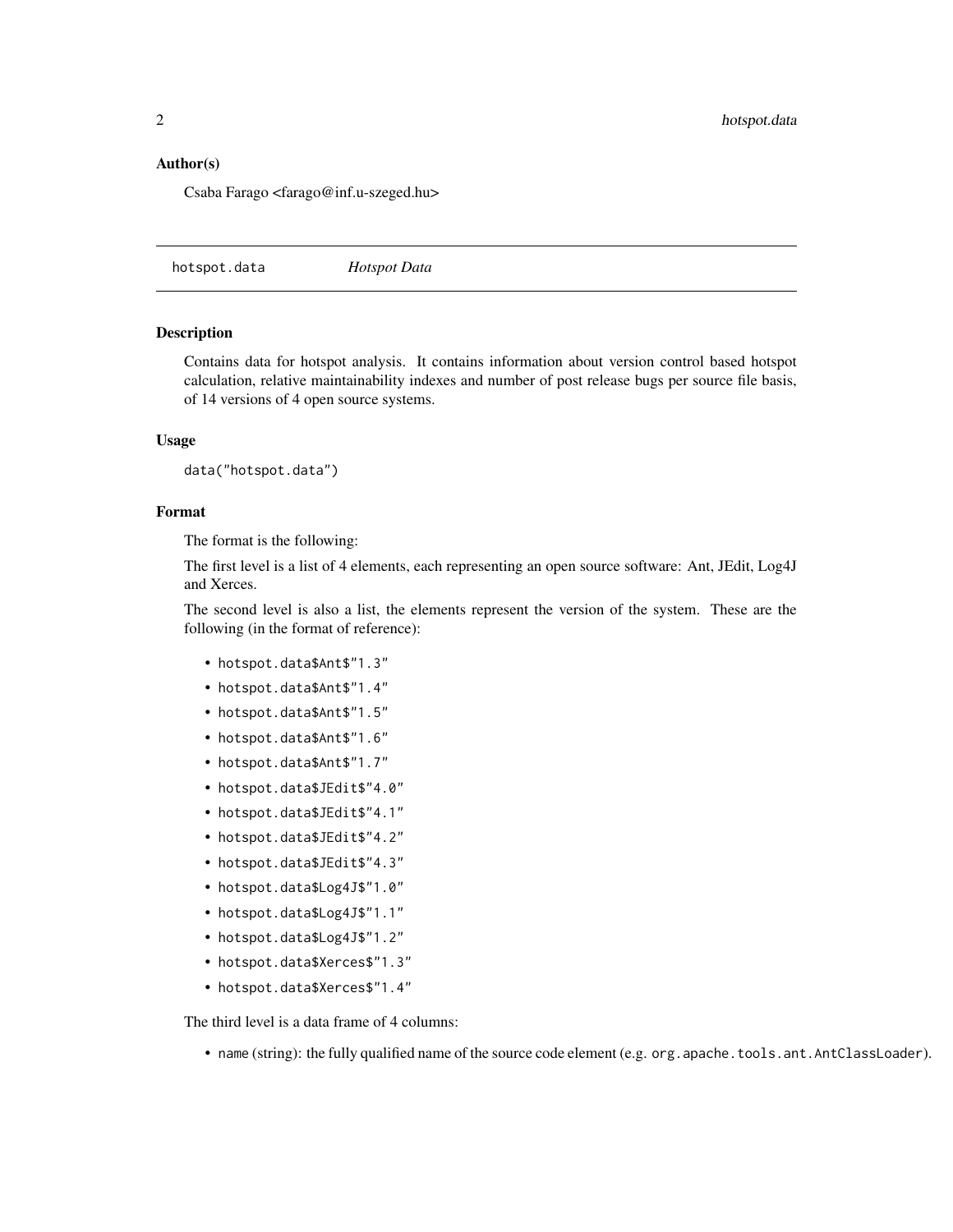### Author(s)

Csaba Farago <farago@inf.u-szeged.hu>

---

## hotspot.data — *Hotspot Data*

---

### Description

Contains data for hotspot analysis. It contains information about version control based hotspot calculation, relative maintainability indexes and number of post release bugs per source file basis, of 14 versions of 4 open source systems.

### Usage

```
data("hotspot.data")
```

### Format

The format is the following:

The first level is a list of 4 elements, each representing an open source software: Ant, JEdit, Log4J and Xerces.

The second level is also a list, the elements represent the version of the system. These are the following (in the format of reference):

- `hotspot.data$Ant$"1.3"`
- `hotspot.data$Ant$"1.4"`
- `hotspot.data$Ant$"1.5"`
- `hotspot.data$Ant$"1.6"`
- `hotspot.data$Ant$"1.7"`
- `hotspot.data$JEdit$"4.0"`
- `hotspot.data$JEdit$"4.1"`
- `hotspot.data$JEdit$"4.2"`
- `hotspot.data$JEdit$"4.3"`
- `hotspot.data$Log4J$"1.0"`
- `hotspot.data$Log4J$"1.1"`
- `hotspot.data$Log4J$"1.2"`
- `hotspot.data$Xerces$"1.3"`
- `hotspot.data$Xerces$"1.4"`

The third level is a data frame of 4 columns:

- `name` (string): the fully qualified name of the source code element (e.g. `org.apache.tools.ant.AntClassLoader`).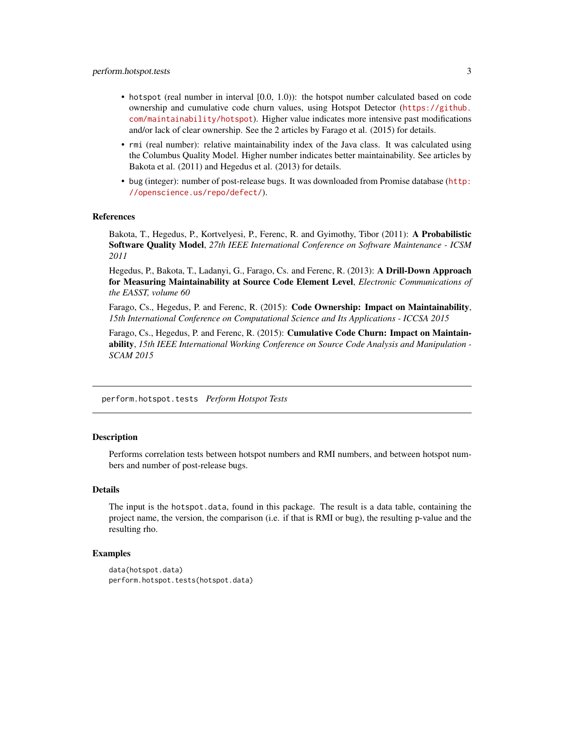- `hotspot` (real number in interval [0.0, 1.0)): the hotspot number calculated based on code ownership and cumulative code churn values, using Hotspot Detector (https://github.com/maintainability/hotspot). Higher value indicates more intensive past modifications and/or lack of clear ownership. See the 2 articles by Farago et al. (2015) for details.
- `rmi` (real number): relative maintainability index of the Java class. It was calculated using the Columbus Quality Model. Higher number indicates better maintainability. See articles by Bakota et al. (2011) and Hegedus et al. (2013) for details.
- `bug` (integer): number of post-release bugs. It was downloaded from Promise database (http://openscience.us/repo/defect/).

### References

Bakota, T., Hegedus, P., Kortvelyesi, P., Ferenc, R. and Gyimothy, Tibor (2011): **A Probabilistic Software Quality Model**, *27th IEEE International Conference on Software Maintenance - ICSM 2011*

Hegedus, P., Bakota, T., Ladanyi, G., Farago, Cs. and Ferenc, R. (2013): **A Drill-Down Approach for Measuring Maintainability at Source Code Element Level**, *Electronic Communications of the EASST, volume 60*

Farago, Cs., Hegedus, P. and Ferenc, R. (2015): **Code Ownership: Impact on Maintainability**, *15th International Conference on Computational Science and Its Applications - ICCSA 2015*

Farago, Cs., Hegedus, P. and Ferenc, R. (2015): **Cumulative Code Churn: Impact on Maintainability**, *15th IEEE International Working Conference on Source Code Analysis and Manipulation - SCAM 2015*

---

## `perform.hotspot.tests` *Perform Hotspot Tests*

### Description

Performs correlation tests between hotspot numbers and RMI numbers, and between hotspot numbers and number of post-release bugs.

### Details

The input is the `hotspot.data`, found in this package. The result is a data table, containing the project name, the version, the comparison (i.e. if that is RMI or bug), the resulting p-value and the resulting rho.

### Examples

```
data(hotspot.data)
perform.hotspot.tests(hotspot.data)
```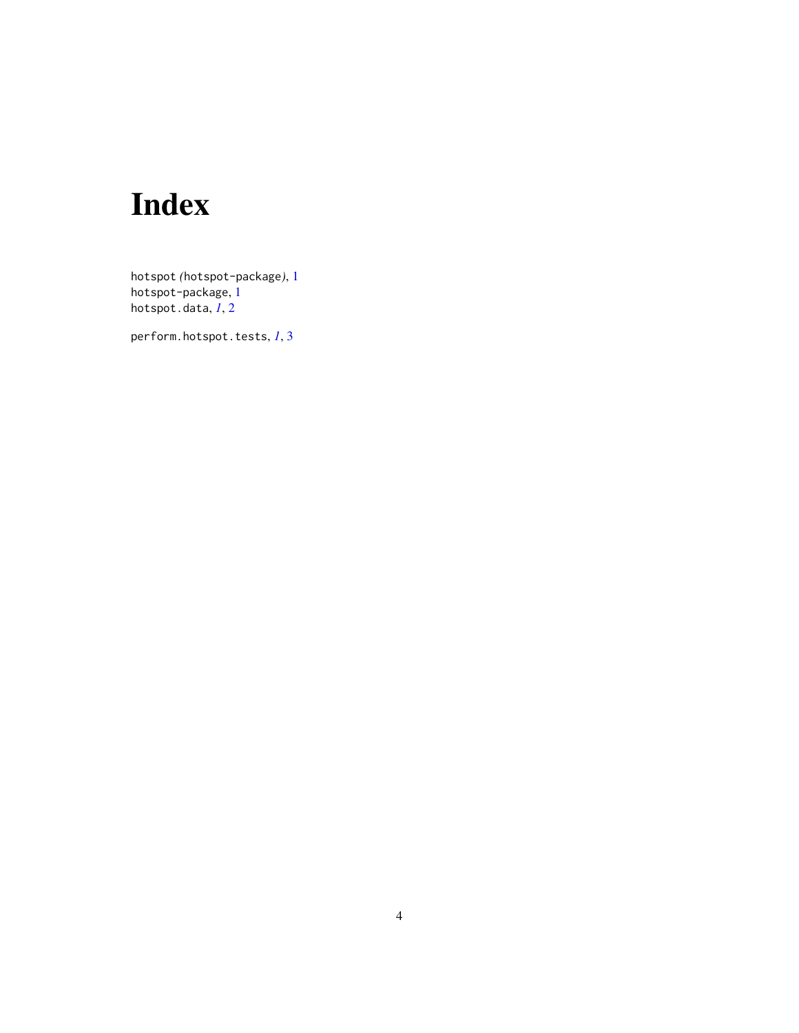# Index

hotspot (hotspot-package), 1
hotspot-package, 1
hotspot.data, *1*, 2

perform.hotspot.tests, *1*, 3